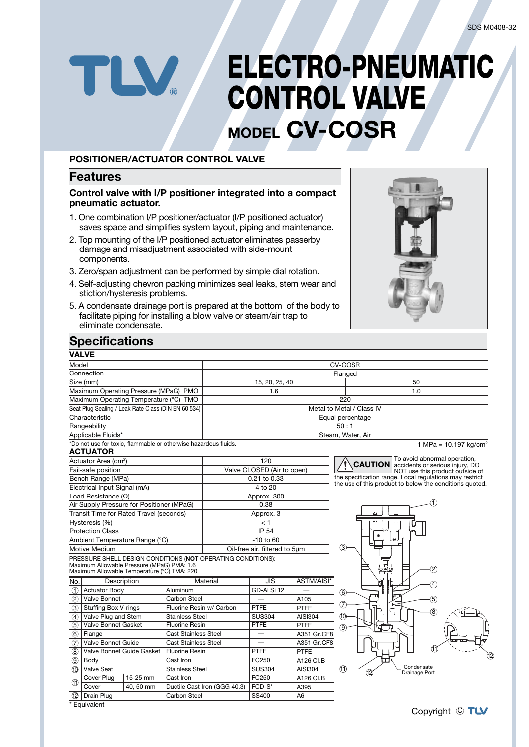SDS M0408-32

# ELECTRO-PNEUMATIC CONTROL VALVE

## MODEL CV-COSR

**POSITIONER/ACTUATOR CONTROL VALVE**

## Features

### Control valve with I/P positioner integrated into a compact pneumatic actuator.

1. One combination I/P positioner/actuator (I/P positioned actuator) saves space and simplifies system layout, piping and maintenance.
2. Top mounting of the I/P positioned actuator eliminates passerby damage and misadjustment associated with side-mount components.
3. Zero/span adjustment can be performed by simple dial rotation.
4. Self-adjusting chevron packing minimizes seal leaks, stem wear and stiction/hysteresis problems.
5. A condensate drainage port is prepared at the bottom of the body to facilitate piping for installing a blow valve or steam/air trap to eliminate condensate.

## Specifications

### VALVE

| Model | CV-COSR | |
|---|---|---|
| Connection | Flanged | |
| Size (mm) | 15, 20, 25, 40 | 50 |
| Maximum Operating Pressure (MPaG) PMO | 1.6 | 1.0 |
| Maximum Operating Temperature (°C) TMO | 220 | |
| Seat Plug Sealing / Leak Rate Class (DIN EN 60 534) | Metal to Metal / Class IV | |
| Characteristic | Equal percentage | |
| Rangeability | 50 : 1 | |
| Applicable Fluids* | Steam, Water, Air | |

*Do not use for toxic, flammable or otherwise hazardous fluids.

1 MPa = 10.197 kg/cm$^2$

### ACTUATOR

| Actuator Area (cm$^2$) | 120 |
|---|---|
| Fail-safe position | Valve CLOSED (Air to open) |
| Bench Range (MPa) | 0.21 to 0.33 |
| Electrical Input Signal (mA) | 4 to 20 |
| Load Resistance (Ω) | Approx. 300 |
| Air Supply Pressure for Positioner (MPaG) | 0.38 |
| Transit Time for Rated Travel (seconds) | Approx. 3 |
| Hysteresis (%) | < 1 |
| Protection Class | IP 54 |
| Ambient Temperature Range (°C) | -10 to 60 |
| Motive Medium | Oil-free air, filtered to 5μm |

**CAUTION** To avoid abnormal operation, accidents or serious injury, DO NOT use this product outside of the specification range. Local regulations may restrict the use of this product to below the conditions quoted.

PRESSURE SHELL DESIGN CONDITIONS (**NOT** OPERATING CONDITIONS):
Maximum Allowable Pressure (MPaG) PMA: 1.6
Maximum Allowable Temperature (°C) TMA: 220

| No. | Description | | Material | JIS | ASTM/AISI* |
|---|---|---|---|---|---|
| 1 | Actuator Body | | Aluminum | GD-Al Si 12 | — |
| 2 | Valve Bonnet | | Carbon Steel | — | A105 |
| 3 | Stuffing Box V-rings | | Fluorine Resin w/ Carbon | PTFE | PTFE |
| 4 | Valve Plug and Stem | | Stainless Steel | SUS304 | AISI304 |
| 5 | Valve Bonnet Gasket | | Fluorine Resin | PTFE | PTFE |
| 6 | Flange | | Cast Stainless Steel | — | A351 Gr.CF8 |
| 7 | Valve Bonnet Guide | | Cast Stainless Steel | — | A351 Gr.CF8 |
| 8 | Valve Bonnet Guide Gasket | | Fluorine Resin | PTFE | PTFE |
| 9 | Body | | Cast Iron | FC250 | A126 Cl.B |
| 10 | Valve Seat | | Stainless Steel | SUS304 | AISI304 |
| 11 | Cover Plug | 15-25 mm | Cast Iron | FC250 | A126 Cl.B |
| | Cover | 40, 50 mm | Ductile Cast Iron (GGG 40.3) | FCD-S* | A395 |
| 12 | Drain Plug | | Carbon Steel | SS400 | A6 |

\* Equivalent

Condensate Drainage Port

Copyright © TLV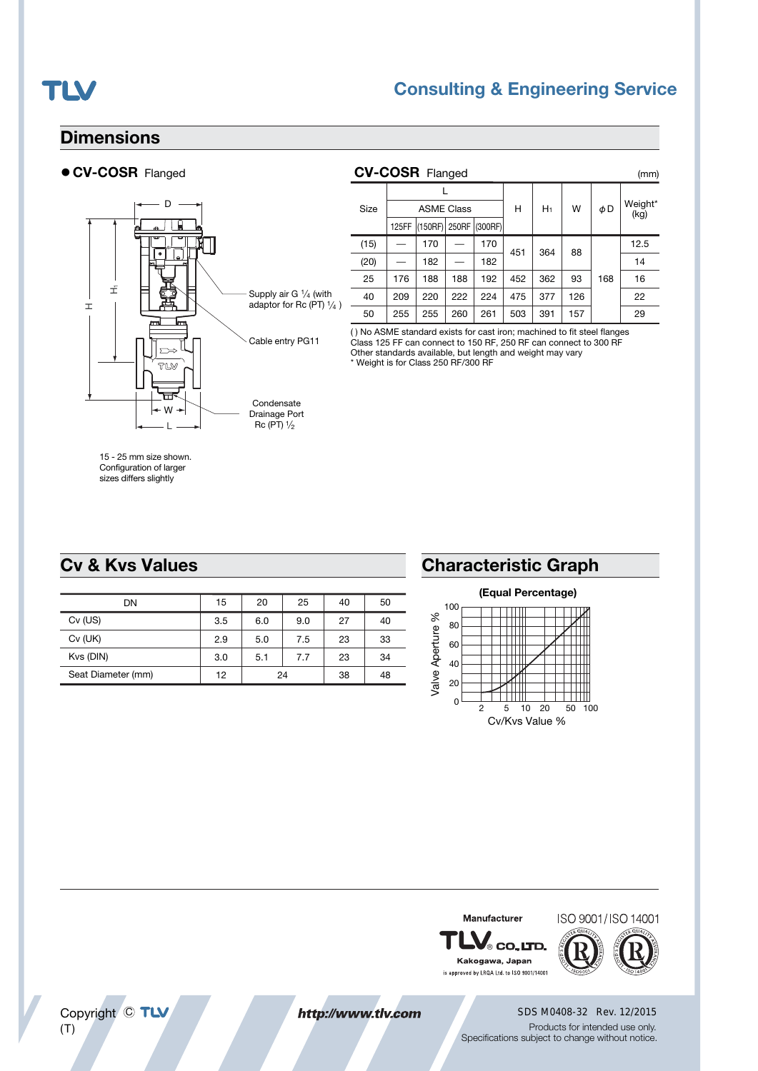## Dimensions

● **CV-COSR** Flanged

D

H

$H_1$

Supply air G $\frac{1}{4}$ (with adaptor for Rc (PT) $\frac{1}{4}$ )

Cable entry PG11

Condensate Drainage Port Rc (PT) $\frac{1}{2}$

W

L

15 - 25 mm size shown. Configuration of larger sizes differs slightly

**CV-COSR** Flanged (mm)

| Size | L | | | | H | $H_1$ | W | ϕD | Weight* (kg) |
|---|---|---|---|---|---|---|---|---|---|
| | ASME Class | | | | | | | | |
| | 125FF | (150RF) | 250RF | (300RF) | | | | | |
| (15) | — | 170 | — | 170 | 451 | 364 | 88 | 168 | 12.5 |
| (20) | — | 182 | — | 182 | | | | | 14 |
| 25 | 176 | 188 | 188 | 192 | 452 | 362 | 93 | | 16 |
| 40 | 209 | 220 | 222 | 224 | 475 | 377 | 126 | | 22 |
| 50 | 255 | 255 | 260 | 261 | 503 | 391 | 157 | | 29 |

( ) No ASME standard exists for cast iron; machined to fit steel flanges
Class 125 FF can connect to 150 RF, 250 RF can connect to 300 RF
Other standards available, but length and weight may vary
* Weight is for Class 250 RF/300 RF

## Cv & Kvs Values

| DN | 15 | 20 | 25 | 40 | 50 |
|---|---|---|---|---|---|
| Cv (US) | 3.5 | 6.0 | 9.0 | 27 | 40 |
| Cv (UK) | 2.9 | 5.0 | 7.5 | 23 | 33 |
| Kvs (DIN) | 3.0 | 5.1 | 7.7 | 23 | 34 |
| Seat Diameter (mm) | 12 | 24 | | 38 | 48 |

## Characteristic Graph

(Equal Percentage)

Valve Aperture %

0
20
40
60
80
100

2 5 10 20 50 100

Cv/Kvs Value %

Manufacturer

TLV® CO., LTD.

Kakogawa, Japan

is approved by LRQA Ltd. to ISO 9001/14001

ISO 9001/ISO 14001

Copyright © TLV
(T)

http://www.tlv.com

SDS M0408-32 Rev. 12/2015

Products for intended use only.
Specifications subject to change without notice.